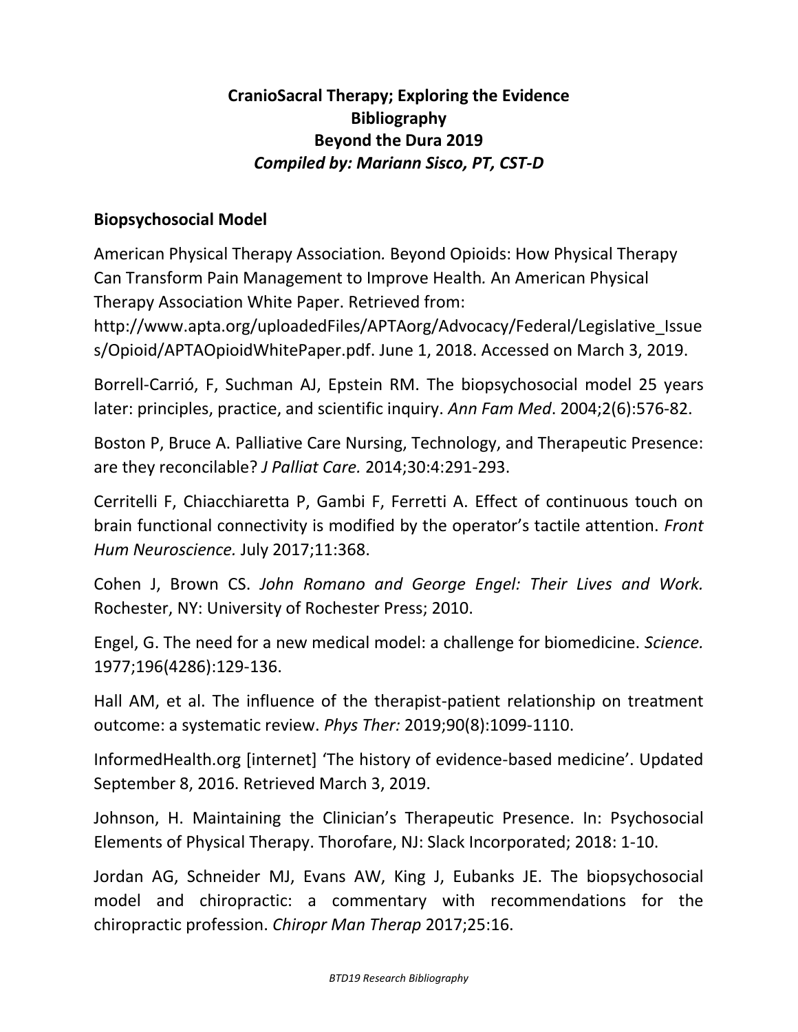**CranioSacral Therapy; Exploring the Evidence**
**Bibliography**
**Beyond the Dura 2019**
***Compiled by: Mariann Sisco, PT, CST-D***

## Biopsychosocial Model

American Physical Therapy Association*.* Beyond Opioids: How Physical Therapy Can Transform Pain Management to Improve Health*.* An American Physical Therapy Association White Paper. Retrieved from: http://www.apta.org/uploadedFiles/APTAorg/Advocacy/Federal/Legislative_Issues/Opioid/APTAOpioidWhitePaper.pdf. June 1, 2018. Accessed on March 3, 2019.

Borrell-Carrió, F, Suchman AJ, Epstein RM. The biopsychosocial model 25 years later: principles, practice, and scientific inquiry. *Ann Fam Med*. 2004;2(6):576-82.

Boston P, Bruce A. Palliative Care Nursing, Technology, and Therapeutic Presence: are they reconcilable? *J Palliat Care.* 2014;30:4:291-293.

Cerritelli F, Chiacchiaretta P, Gambi F, Ferretti A. Effect of continuous touch on brain functional connectivity is modified by the operator's tactile attention. *Front Hum Neuroscience.* July 2017;11:368.

Cohen J, Brown CS. *John Romano and George Engel: Their Lives and Work.* Rochester, NY: University of Rochester Press; 2010.

Engel, G. The need for a new medical model: a challenge for biomedicine. *Science.* 1977;196(4286):129-136.

Hall AM, et al. The influence of the therapist-patient relationship on treatment outcome: a systematic review. *Phys Ther:* 2019;90(8):1099-1110.

InformedHealth.org [internet] 'The history of evidence-based medicine'. Updated September 8, 2016. Retrieved March 3, 2019.

Johnson, H. Maintaining the Clinician's Therapeutic Presence. In: Psychosocial Elements of Physical Therapy. Thorofare, NJ: Slack Incorporated; 2018: 1-10.

Jordan AG, Schneider MJ, Evans AW, King J, Eubanks JE. The biopsychosocial model and chiropractic: a commentary with recommendations for the chiropractic profession. *Chiropr Man Therap* 2017;25:16.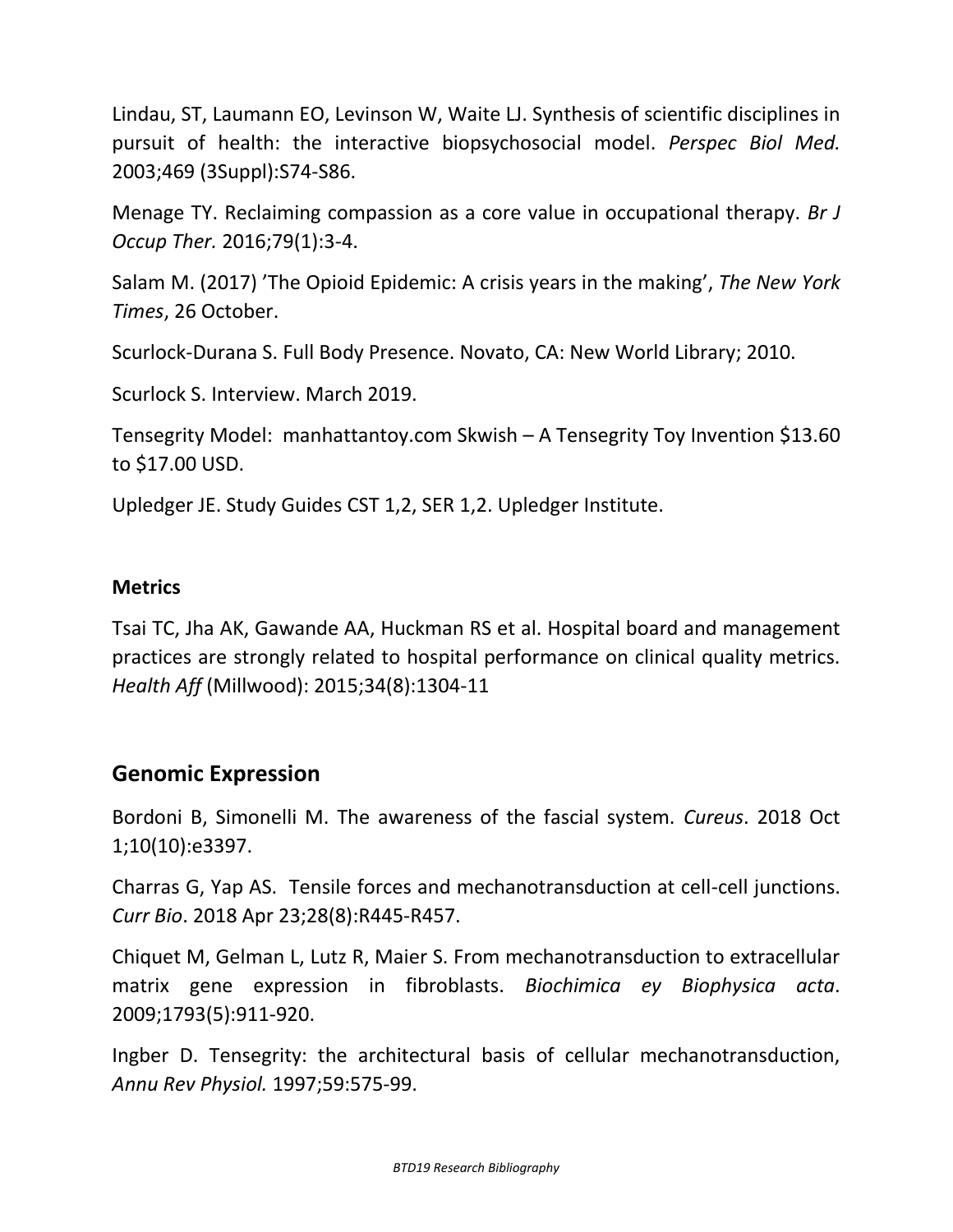Lindau, ST, Laumann EO, Levinson W, Waite LJ. Synthesis of scientific disciplines in pursuit of health: the interactive biopsychosocial model. *Perspec Biol Med.* 2003;469 (3Suppl):S74-S86.

Menage TY. Reclaiming compassion as a core value in occupational therapy. *Br J Occup Ther.* 2016;79(1):3-4.

Salam M. (2017) 'The Opioid Epidemic: A crisis years in the making', *The New York Times*, 26 October.

Scurlock-Durana S. Full Body Presence. Novato, CA: New World Library; 2010.

Scurlock S. Interview. March 2019.

Tensegrity Model: manhattantoy.com Skwish – A Tensegrity Toy Invention $13.60 to $17.00 USD.

Upledger JE. Study Guides CST 1,2, SER 1,2. Upledger Institute.

**Metrics**

Tsai TC, Jha AK, Gawande AA, Huckman RS et al. Hospital board and management practices are strongly related to hospital performance on clinical quality metrics. *Health Aff* (Millwood): 2015;34(8):1304-11

## Genomic Expression

Bordoni B, Simonelli M. The awareness of the fascial system. *Cureus*. 2018 Oct 1;10(10):e3397.

Charras G, Yap AS. Tensile forces and mechanotransduction at cell-cell junctions. *Curr Bio*. 2018 Apr 23;28(8):R445-R457.

Chiquet M, Gelman L, Lutz R, Maier S. From mechanotransduction to extracellular matrix gene expression in fibroblasts. *Biochimica ey Biophysica acta*. 2009;1793(5):911-920.

Ingber D. Tensegrity: the architectural basis of cellular mechanotransduction, *Annu Rev Physiol.* 1997;59:575-99.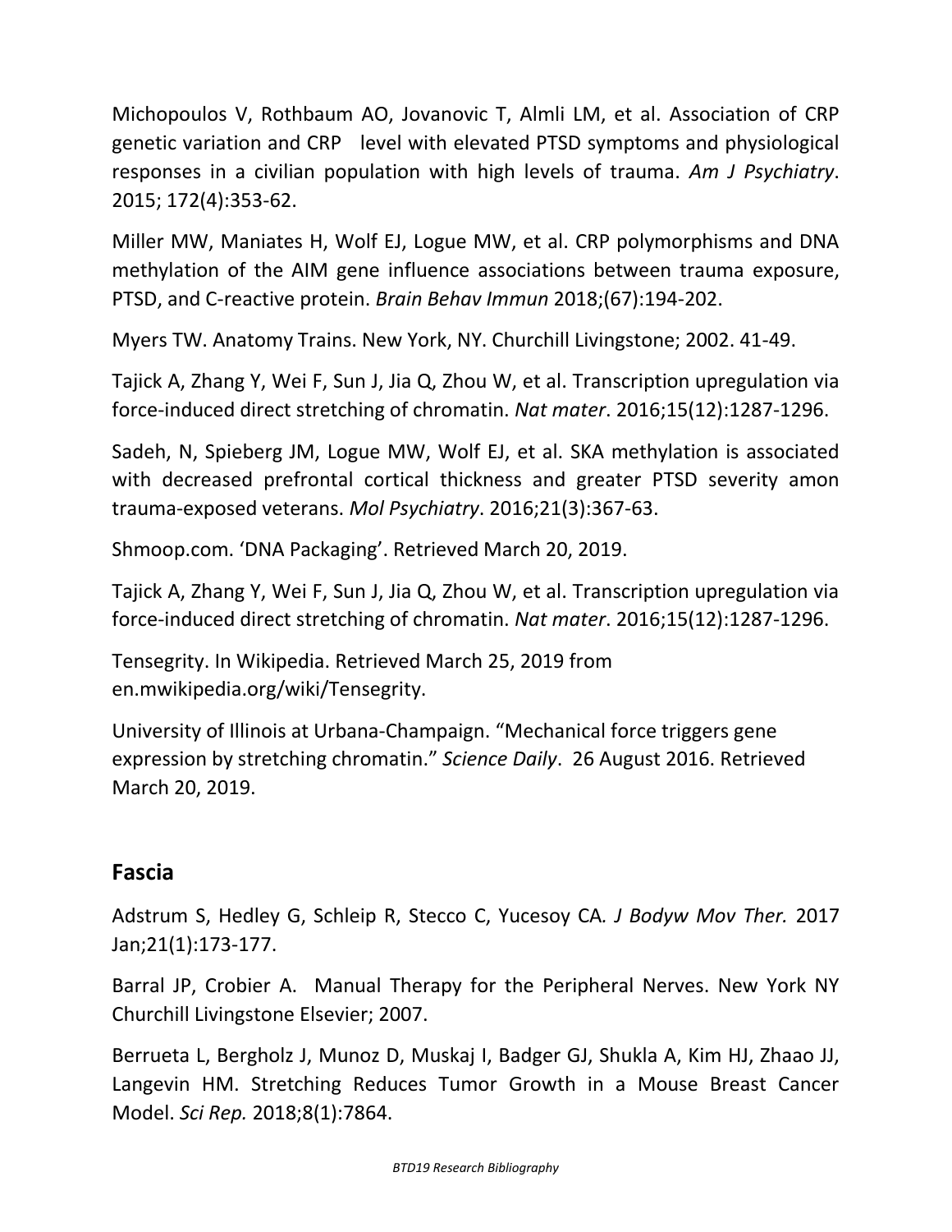Michopoulos V, Rothbaum AO, Jovanovic T, Almli LM, et al. Association of CRP genetic variation and CRP level with elevated PTSD symptoms and physiological responses in a civilian population with high levels of trauma. *Am J Psychiatry*. 2015; 172(4):353-62.

Miller MW, Maniates H, Wolf EJ, Logue MW, et al. CRP polymorphisms and DNA methylation of the AIM gene influence associations between trauma exposure, PTSD, and C-reactive protein. *Brain Behav Immun* 2018;(67):194-202.

Myers TW. Anatomy Trains. New York, NY. Churchill Livingstone; 2002. 41-49.

Tajick A, Zhang Y, Wei F, Sun J, Jia Q, Zhou W, et al. Transcription upregulation via force-induced direct stretching of chromatin. *Nat mater*. 2016;15(12):1287-1296.

Sadeh, N, Spieberg JM, Logue MW, Wolf EJ, et al. SKA methylation is associated with decreased prefrontal cortical thickness and greater PTSD severity amon trauma-exposed veterans. *Mol Psychiatry*. 2016;21(3):367-63.

Shmoop.com. 'DNA Packaging'. Retrieved March 20, 2019.

Tajick A, Zhang Y, Wei F, Sun J, Jia Q, Zhou W, et al. Transcription upregulation via force-induced direct stretching of chromatin. *Nat mater*. 2016;15(12):1287-1296.

Tensegrity. In Wikipedia. Retrieved March 25, 2019 from en.mwikipedia.org/wiki/Tensegrity.

University of Illinois at Urbana-Champaign. "Mechanical force triggers gene expression by stretching chromatin." *Science Daily*. 26 August 2016. Retrieved March 20, 2019.

## Fascia

Adstrum S, Hedley G, Schleip R, Stecco C, Yucesoy CA*. J Bodyw Mov Ther.* 2017 Jan;21(1):173-177.

Barral JP, Crobier A. Manual Therapy for the Peripheral Nerves. New York NY Churchill Livingstone Elsevier; 2007.

Berrueta L, Bergholz J, Munoz D, Muskaj I, Badger GJ, Shukla A, Kim HJ, Zhaao JJ, Langevin HM. Stretching Reduces Tumor Growth in a Mouse Breast Cancer Model. *Sci Rep.* 2018;8(1):7864.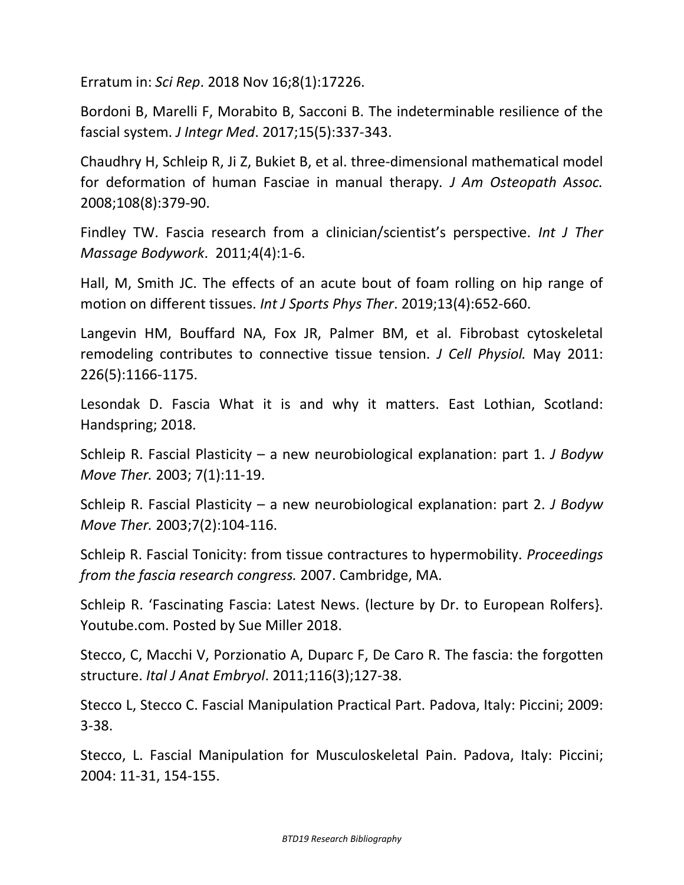Erratum in: *Sci Rep*. 2018 Nov 16;8(1):17226.

Bordoni B, Marelli F, Morabito B, Sacconi B. The indeterminable resilience of the fascial system. *J Integr Med*. 2017;15(5):337-343.

Chaudhry H, Schleip R, Ji Z, Bukiet B, et al. three-dimensional mathematical model for deformation of human Fasciae in manual therapy. *J Am Osteopath Assoc.* 2008;108(8):379-90.

Findley TW. Fascia research from a clinician/scientist's perspective. *Int J Ther Massage Bodywork*. 2011;4(4):1-6.

Hall, M, Smith JC. The effects of an acute bout of foam rolling on hip range of motion on different tissues. *Int J Sports Phys Ther*. 2019;13(4):652-660.

Langevin HM, Bouffard NA, Fox JR, Palmer BM, et al. Fibrobast cytoskeletal remodeling contributes to connective tissue tension. *J Cell Physiol.* May 2011: 226(5):1166-1175.

Lesondak D. Fascia What it is and why it matters. East Lothian, Scotland: Handspring; 2018.

Schleip R. Fascial Plasticity – a new neurobiological explanation: part 1. *J Bodyw Move Ther.* 2003; 7(1):11-19.

Schleip R. Fascial Plasticity – a new neurobiological explanation: part 2. *J Bodyw Move Ther.* 2003;7(2):104-116.

Schleip R. Fascial Tonicity: from tissue contractures to hypermobility. *Proceedings from the fascia research congress.* 2007. Cambridge, MA.

Schleip R. 'Fascinating Fascia: Latest News. (lecture by Dr. to European Rolfers}. Youtube.com. Posted by Sue Miller 2018.

Stecco, C, Macchi V, Porzionatio A, Duparc F, De Caro R. The fascia: the forgotten structure. *Ital J Anat Embryol*. 2011;116(3);127-38.

Stecco L, Stecco C. Fascial Manipulation Practical Part. Padova, Italy: Piccini; 2009: 3-38.

Stecco, L. Fascial Manipulation for Musculoskeletal Pain. Padova, Italy: Piccini; 2004: 11-31, 154-155.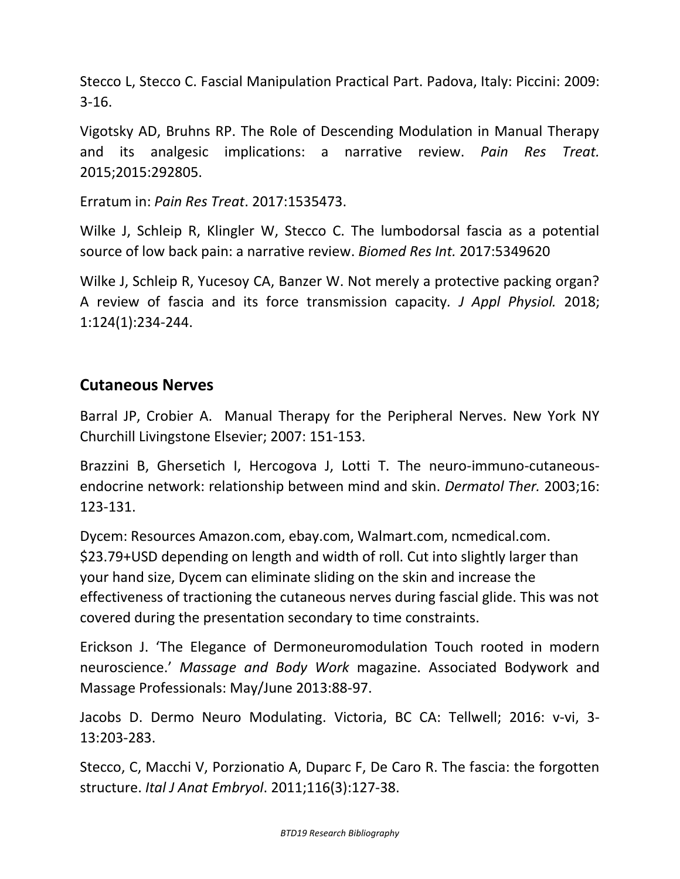Stecco L, Stecco C. Fascial Manipulation Practical Part. Padova, Italy: Piccini: 2009: 3-16.

Vigotsky AD, Bruhns RP. The Role of Descending Modulation in Manual Therapy and its analgesic implications: a narrative review. *Pain Res Treat.* 2015;2015:292805.

Erratum in: *Pain Res Treat*. 2017:1535473.

Wilke J, Schleip R, Klingler W, Stecco C. The lumbodorsal fascia as a potential source of low back pain: a narrative review. *Biomed Res Int.* 2017:5349620

Wilke J, Schleip R, Yucesoy CA, Banzer W. Not merely a protective packing organ? A review of fascia and its force transmission capacity. *J Appl Physiol.* 2018; 1:124(1):234-244.

## Cutaneous Nerves

Barral JP, Crobier A. Manual Therapy for the Peripheral Nerves. New York NY Churchill Livingstone Elsevier; 2007: 151-153.

Brazzini B, Ghersetich I, Hercogova J, Lotti T. The neuro-immuno-cutaneous-endocrine network: relationship between mind and skin. *Dermatol Ther.* 2003;16: 123-131.

Dycem: Resources Amazon.com, ebay.com, Walmart.com, ncmedical.com. $23.79+USD depending on length and width of roll. Cut into slightly larger than your hand size, Dycem can eliminate sliding on the skin and increase the effectiveness of tractioning the cutaneous nerves during fascial glide. This was not covered during the presentation secondary to time constraints.

Erickson J. 'The Elegance of Dermoneuromodulation Touch rooted in modern neuroscience.' *Massage and Body Work* magazine. Associated Bodywork and Massage Professionals: May/June 2013:88-97.

Jacobs D. Dermo Neuro Modulating. Victoria, BC CA: Tellwell; 2016: v-vi, 3-13:203-283.

Stecco, C, Macchi V, Porzionatio A, Duparc F, De Caro R. The fascia: the forgotten structure. *Ital J Anat Embryol*. 2011;116(3):127-38.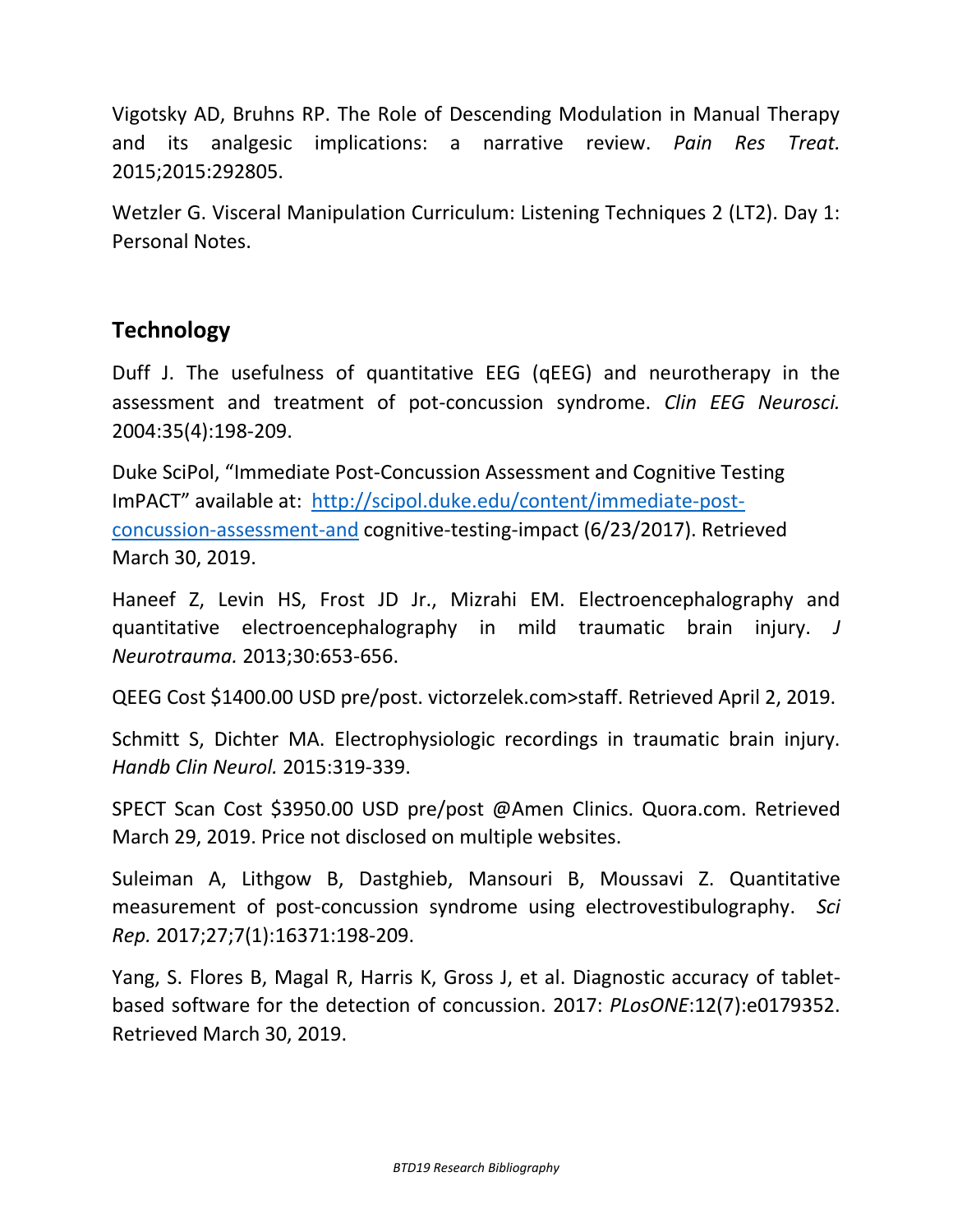Vigotsky AD, Bruhns RP. The Role of Descending Modulation in Manual Therapy and its analgesic implications: a narrative review. *Pain Res Treat.* 2015;2015:292805.

Wetzler G. Visceral Manipulation Curriculum: Listening Techniques 2 (LT2). Day 1: Personal Notes.

## Technology

Duff J. The usefulness of quantitative EEG (qEEG) and neurotherapy in the assessment and treatment of pot-concussion syndrome. *Clin EEG Neurosci.* 2004:35(4):198-209.

Duke SciPol, "Immediate Post-Concussion Assessment and Cognitive Testing ImPACT" available at: [http://scipol.duke.edu/content/immediate-post-concussion-assessment-and](http://scipol.duke.edu/content/immediate-post-concussion-assessment-and) cognitive-testing-impact (6/23/2017). Retrieved March 30, 2019.

Haneef Z, Levin HS, Frost JD Jr., Mizrahi EM. Electroencephalography and quantitative electroencephalography in mild traumatic brain injury. *J Neurotrauma.* 2013;30:653-656.

QEEG Cost $1400.00 USD pre/post. victorzelek.com>staff. Retrieved April 2, 2019.

Schmitt S, Dichter MA. Electrophysiologic recordings in traumatic brain injury. *Handb Clin Neurol.* 2015:319-339.

SPECT Scan Cost $3950.00 USD pre/post @Amen Clinics. Quora.com. Retrieved March 29, 2019. Price not disclosed on multiple websites.

Suleiman A, Lithgow B, Dastghieb, Mansouri B, Moussavi Z. Quantitative measurement of post-concussion syndrome using electrovestibulography. *Sci Rep.* 2017;27;7(1):16371:198-209.

Yang, S. Flores B, Magal R, Harris K, Gross J, et al. Diagnostic accuracy of tablet-based software for the detection of concussion. 2017: *PLosONE*:12(7):e0179352. Retrieved March 30, 2019.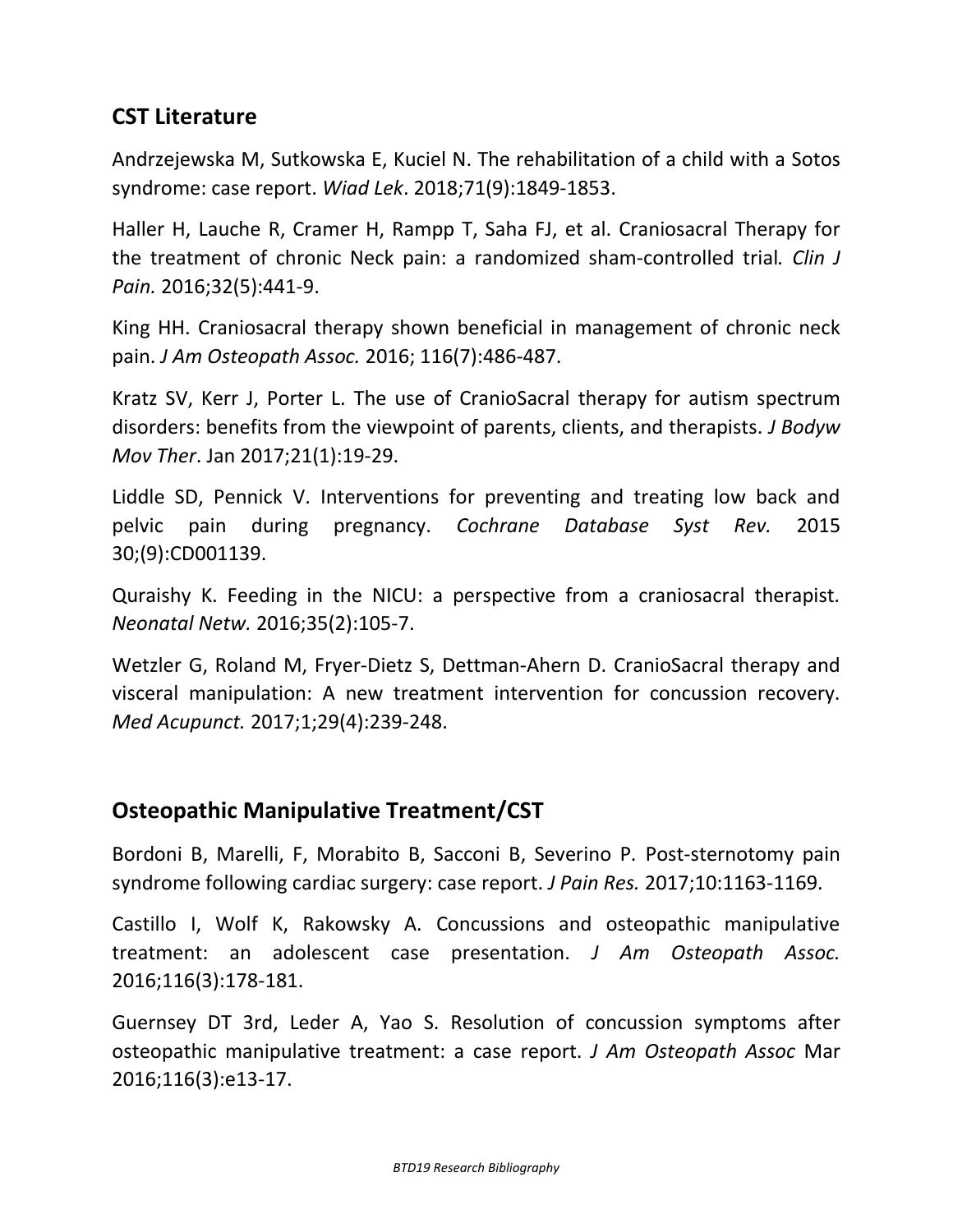## CST Literature

Andrzejewska M, Sutkowska E, Kuciel N. The rehabilitation of a child with a Sotos syndrome: case report. *Wiad Lek*. 2018;71(9):1849-1853.

Haller H, Lauche R, Cramer H, Rampp T, Saha FJ, et al. Craniosacral Therapy for the treatment of chronic Neck pain: a randomized sham-controlled trial. *Clin J Pain.* 2016;32(5):441-9.

King HH. Craniosacral therapy shown beneficial in management of chronic neck pain. *J Am Osteopath Assoc.* 2016; 116(7):486-487.

Kratz SV, Kerr J, Porter L. The use of CranioSacral therapy for autism spectrum disorders: benefits from the viewpoint of parents, clients, and therapists. *J Bodyw Mov Ther*. Jan 2017;21(1):19-29.

Liddle SD, Pennick V. Interventions for preventing and treating low back and pelvic pain during pregnancy. *Cochrane Database Syst Rev.* 2015 30;(9):CD001139.

Quraishy K. Feeding in the NICU: a perspective from a craniosacral therapist. *Neonatal Netw.* 2016;35(2):105-7.

Wetzler G, Roland M, Fryer-Dietz S, Dettman-Ahern D. CranioSacral therapy and visceral manipulation: A new treatment intervention for concussion recovery. *Med Acupunct.* 2017;1;29(4):239-248.

## Osteopathic Manipulative Treatment/CST

Bordoni B, Marelli, F, Morabito B, Sacconi B, Severino P. Post-sternotomy pain syndrome following cardiac surgery: case report. *J Pain Res.* 2017;10:1163-1169.

Castillo I, Wolf K, Rakowsky A. Concussions and osteopathic manipulative treatment: an adolescent case presentation. *J Am Osteopath Assoc.* 2016;116(3):178-181.

Guernsey DT 3rd, Leder A, Yao S. Resolution of concussion symptoms after osteopathic manipulative treatment: a case report. *J Am Osteopath Assoc* Mar 2016;116(3):e13-17.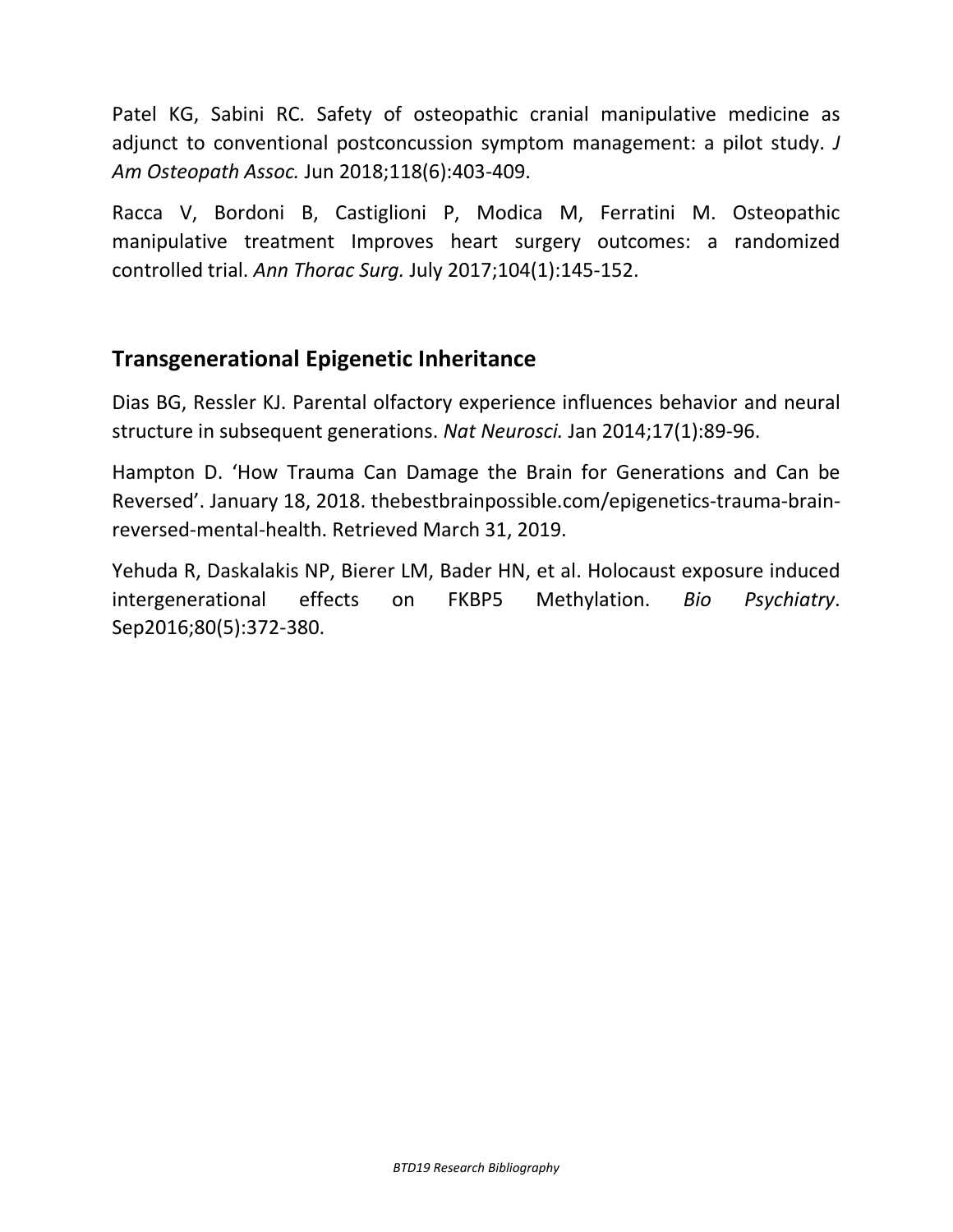Patel KG, Sabini RC. Safety of osteopathic cranial manipulative medicine as adjunct to conventional postconcussion symptom management: a pilot study. *J Am Osteopath Assoc.* Jun 2018;118(6):403-409.

Racca V, Bordoni B, Castiglioni P, Modica M, Ferratini M. Osteopathic manipulative treatment Improves heart surgery outcomes: a randomized controlled trial. *Ann Thorac Surg.* July 2017;104(1):145-152.

## Transgenerational Epigenetic Inheritance

Dias BG, Ressler KJ. Parental olfactory experience influences behavior and neural structure in subsequent generations. *Nat Neurosci.* Jan 2014;17(1):89-96.

Hampton D. 'How Trauma Can Damage the Brain for Generations and Can be Reversed'. January 18, 2018. thebestbrainpossible.com/epigenetics-trauma-brain-reversed-mental-health. Retrieved March 31, 2019.

Yehuda R, Daskalakis NP, Bierer LM, Bader HN, et al. Holocaust exposure induced intergenerational effects on FKBP5 Methylation. *Bio Psychiatry*. Sep2016;80(5):372-380.